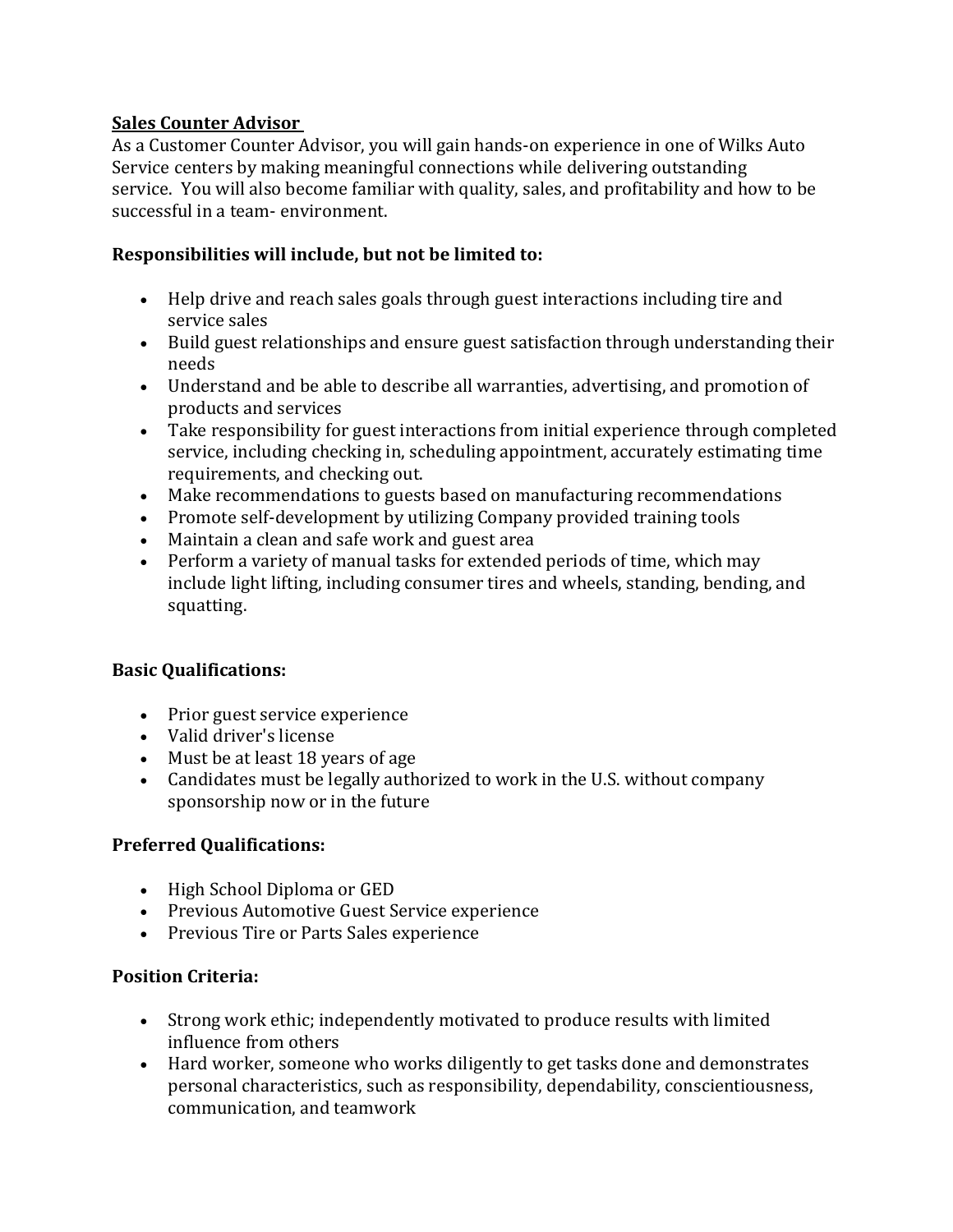## Sales Counter Advisor

As a Customer Counter Advisor, you will gain hands-on experience in one of Wilks Auto Service centers by making meaningful connections while delivering outstanding service. You will also become familiar with quality, sales, and profitability and how to be successful in a team- environment.

**Responsibilities will include, but not be limited to:**

- Help drive and reach sales goals through guest interactions including tire and service sales
- Build guest relationships and ensure guest satisfaction through understanding their needs
- Understand and be able to describe all warranties, advertising, and promotion of products and services
- Take responsibility for guest interactions from initial experience through completed service, including checking in, scheduling appointment, accurately estimating time requirements, and checking out.
- Make recommendations to guests based on manufacturing recommendations
- Promote self-development by utilizing Company provided training tools
- Maintain a clean and safe work and guest area
- Perform a variety of manual tasks for extended periods of time, which may include light lifting, including consumer tires and wheels, standing, bending, and squatting.

**Basic Qualifications:**

- Prior guest service experience
- Valid driver's license
- Must be at least 18 years of age
- Candidates must be legally authorized to work in the U.S. without company sponsorship now or in the future

**Preferred Qualifications:**

- High School Diploma or GED
- Previous Automotive Guest Service experience
- Previous Tire or Parts Sales experience

**Position Criteria:**

- Strong work ethic; independently motivated to produce results with limited influence from others
- Hard worker, someone who works diligently to get tasks done and demonstrates personal characteristics, such as responsibility, dependability, conscientiousness, communication, and teamwork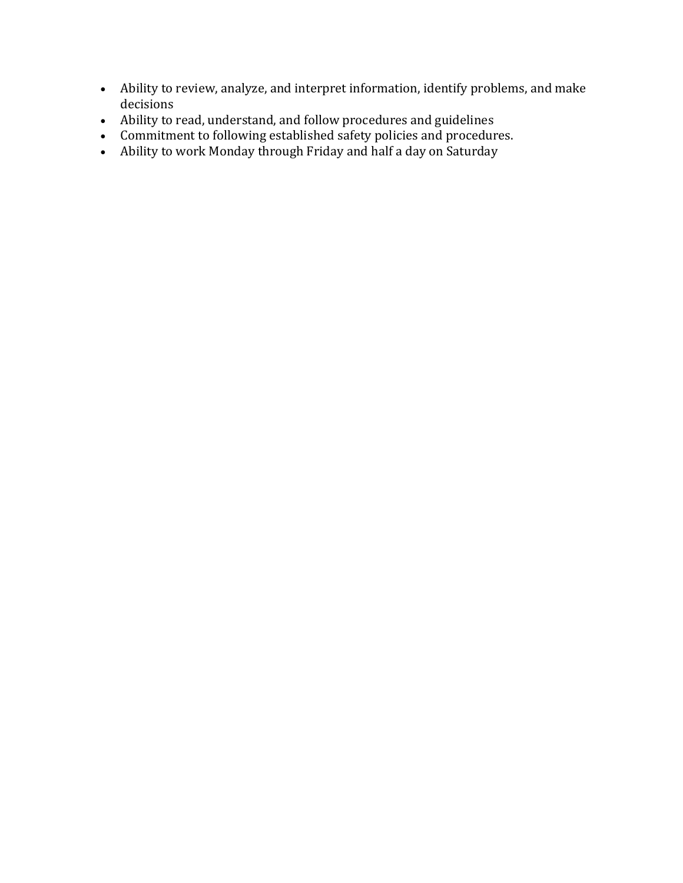- Ability to review, analyze, and interpret information, identify problems, and make decisions
- Ability to read, understand, and follow procedures and guidelines
- Commitment to following established safety policies and procedures.
- Ability to work Monday through Friday and half a day on Saturday